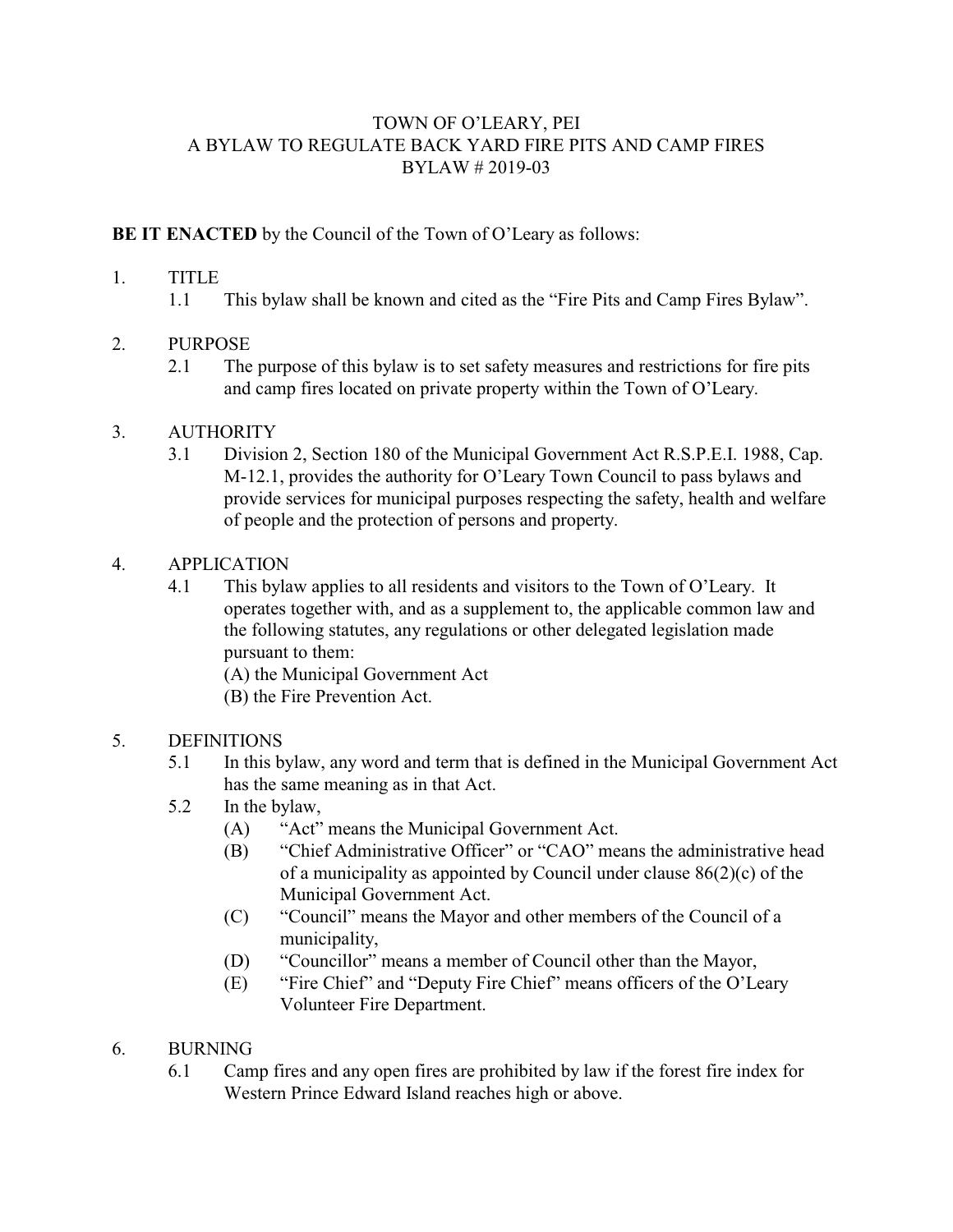# TOWN OF O'LEARY, PEI
# A BYLAW TO REGULATE BACK YARD FIRE PITS AND CAMP FIRES
# BYLAW # 2019-03

**BE IT ENACTED** by the Council of the Town of O'Leary as follows:

1. TITLE
   - 1.1 This bylaw shall be known and cited as the "Fire Pits and Camp Fires Bylaw".

2. PURPOSE
   - 2.1 The purpose of this bylaw is to set safety measures and restrictions for fire pits and camp fires located on private property within the Town of O'Leary.

3. AUTHORITY
   - 3.1 Division 2, Section 180 of the Municipal Government Act R.S.P.E.I. 1988, Cap. M-12.1, provides the authority for O'Leary Town Council to pass bylaws and provide services for municipal purposes respecting the safety, health and welfare of people and the protection of persons and property.

4. APPLICATION
   - 4.1 This bylaw applies to all residents and visitors to the Town of O'Leary. It operates together with, and as a supplement to, the applicable common law and the following statutes, any regulations or other delegated legislation made pursuant to them:
     - (A) the Municipal Government Act
     - (B) the Fire Prevention Act.

5. DEFINITIONS
   - 5.1 In this bylaw, any word and term that is defined in the Municipal Government Act has the same meaning as in that Act.
   - 5.2 In the bylaw,
     - (A) "Act" means the Municipal Government Act.
     - (B) "Chief Administrative Officer" or "CAO" means the administrative head of a municipality as appointed by Council under clause 86(2)(c) of the Municipal Government Act.
     - (C) "Council" means the Mayor and other members of the Council of a municipality,
     - (D) "Councillor" means a member of Council other than the Mayor,
     - (E) "Fire Chief" and "Deputy Fire Chief" means officers of the O'Leary Volunteer Fire Department.

6. BURNING
   - 6.1 Camp fires and any open fires are prohibited by law if the forest fire index for Western Prince Edward Island reaches high or above.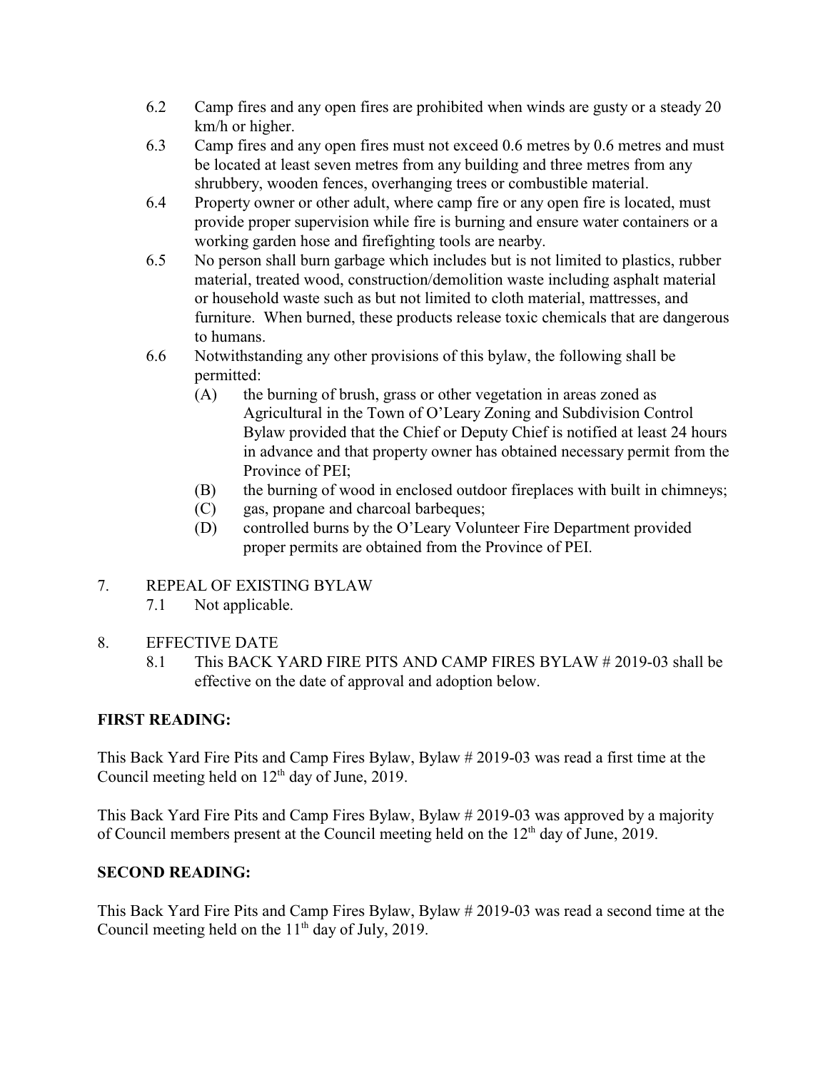6.2 Camp fires and any open fires are prohibited when winds are gusty or a steady 20 km/h or higher.

6.3 Camp fires and any open fires must not exceed 0.6 metres by 0.6 metres and must be located at least seven metres from any building and three metres from any shrubbery, wooden fences, overhanging trees or combustible material.

6.4 Property owner or other adult, where camp fire or any open fire is located, must provide proper supervision while fire is burning and ensure water containers or a working garden hose and firefighting tools are nearby.

6.5 No person shall burn garbage which includes but is not limited to plastics, rubber material, treated wood, construction/demolition waste including asphalt material or household waste such as but not limited to cloth material, mattresses, and furniture. When burned, these products release toxic chemicals that are dangerous to humans.

6.6 Notwithstanding any other provisions of this bylaw, the following shall be permitted:

(A) the burning of brush, grass or other vegetation in areas zoned as Agricultural in the Town of O'Leary Zoning and Subdivision Control Bylaw provided that the Chief or Deputy Chief is notified at least 24 hours in advance and that property owner has obtained necessary permit from the Province of PEI;

(B) the burning of wood in enclosed outdoor fireplaces with built in chimneys;

(C) gas, propane and charcoal barbeques;

(D) controlled burns by the O'Leary Volunteer Fire Department provided proper permits are obtained from the Province of PEI.

7. REPEAL OF EXISTING BYLAW

7.1 Not applicable.

8. EFFECTIVE DATE

8.1 This BACK YARD FIRE PITS AND CAMP FIRES BYLAW # 2019-03 shall be effective on the date of approval and adoption below.

**FIRST READING:**

This Back Yard Fire Pits and Camp Fires Bylaw, Bylaw # 2019-03 was read a first time at the Council meeting held on 12th day of June, 2019.

This Back Yard Fire Pits and Camp Fires Bylaw, Bylaw # 2019-03 was approved by a majority of Council members present at the Council meeting held on the 12th day of June, 2019.

**SECOND READING:**

This Back Yard Fire Pits and Camp Fires Bylaw, Bylaw # 2019-03 was read a second time at the Council meeting held on the 11th day of July, 2019.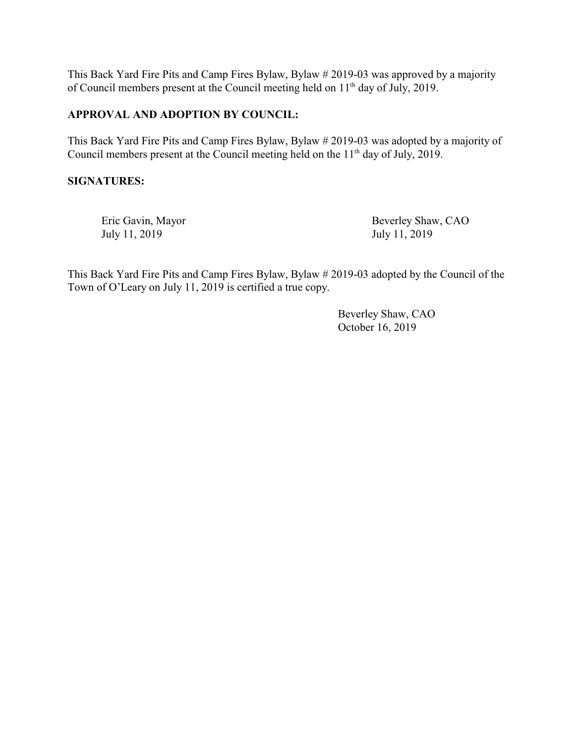This Back Yard Fire Pits and Camp Fires Bylaw, Bylaw # 2019-03 was approved by a majority of Council members present at the Council meeting held on 11th day of July, 2019.

**APPROVAL AND ADOPTION BY COUNCIL:**

This Back Yard Fire Pits and Camp Fires Bylaw, Bylaw # 2019-03 was adopted by a majority of Council members present at the Council meeting held on the 11th day of July, 2019.

**SIGNATURES:**

Eric Gavin, Mayor
July 11, 2019

Beverley Shaw, CAO
July 11, 2019

This Back Yard Fire Pits and Camp Fires Bylaw, Bylaw # 2019-03 adopted by the Council of the Town of O'Leary on July 11, 2019 is certified a true copy.

Beverley Shaw, CAO
October 16, 2019